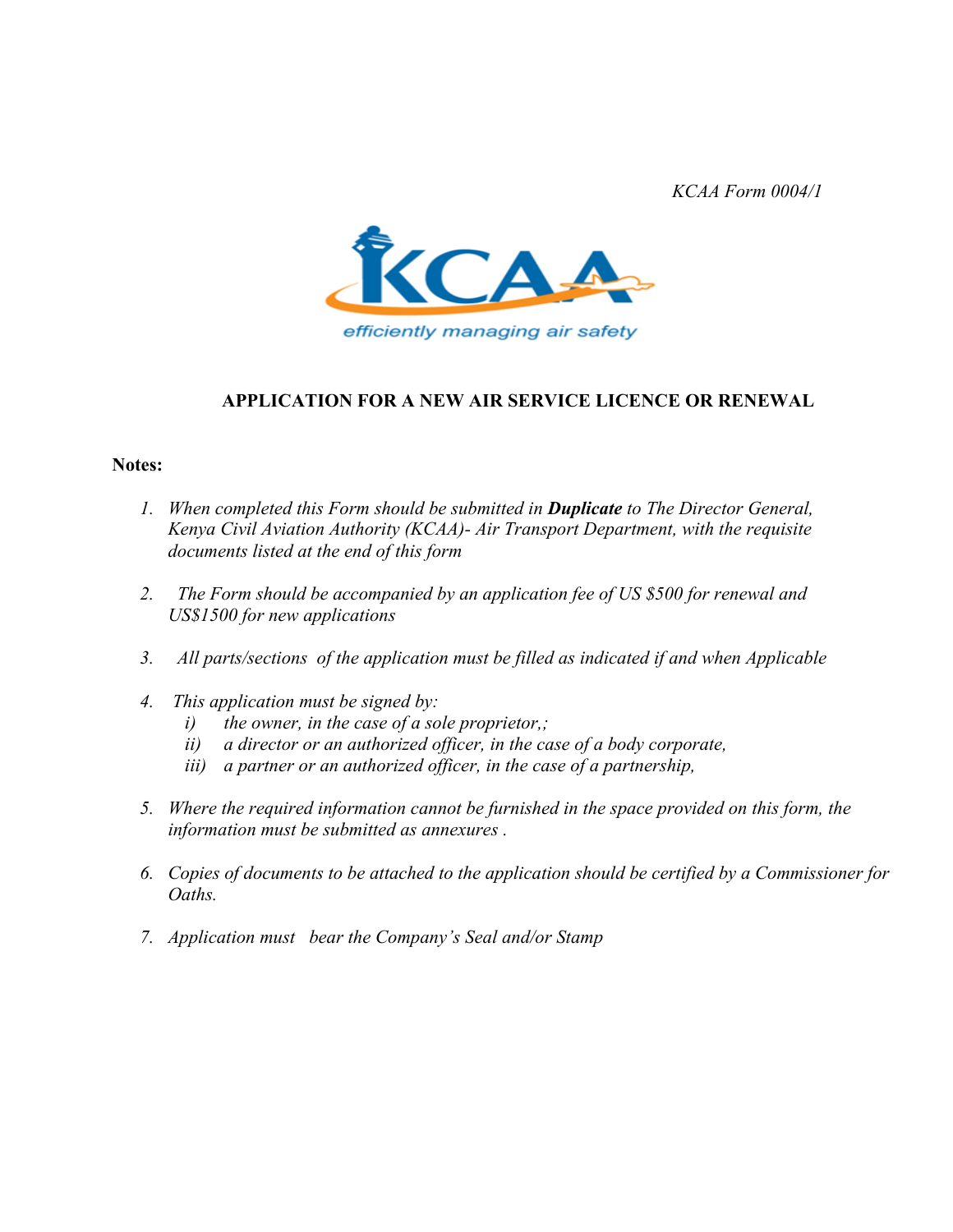*KCAA Form 0004/1*

efficiently managing air safety

## APPLICATION FOR A NEW AIR SERVICE LICENCE OR RENEWAL

**Notes:**

1. *When completed this Form should be submitted in* ***Duplicate*** *to The Director General, Kenya Civil Aviation Authority (KCAA)- Air Transport Department, with the requisite documents listed at the end of this form*

2. *The Form should be accompanied by an application fee of US $500 for renewal and US$1500 for new applications*

3. *All parts/sections of the application must be filled as indicated if and when Applicable*

4. *This application must be signed by:*
   - *i) the owner, in the case of a sole proprietor,;*
   - *ii) a director or an authorized officer, in the case of a body corporate,*
   - *iii) a partner or an authorized officer, in the case of a partnership,*

5. *Where the required information cannot be furnished in the space provided on this form, the information must be submitted as annexures .*

6. *Copies of documents to be attached to the application should be certified by a Commissioner for Oaths.*

7. *Application must bear the Company's Seal and/or Stamp*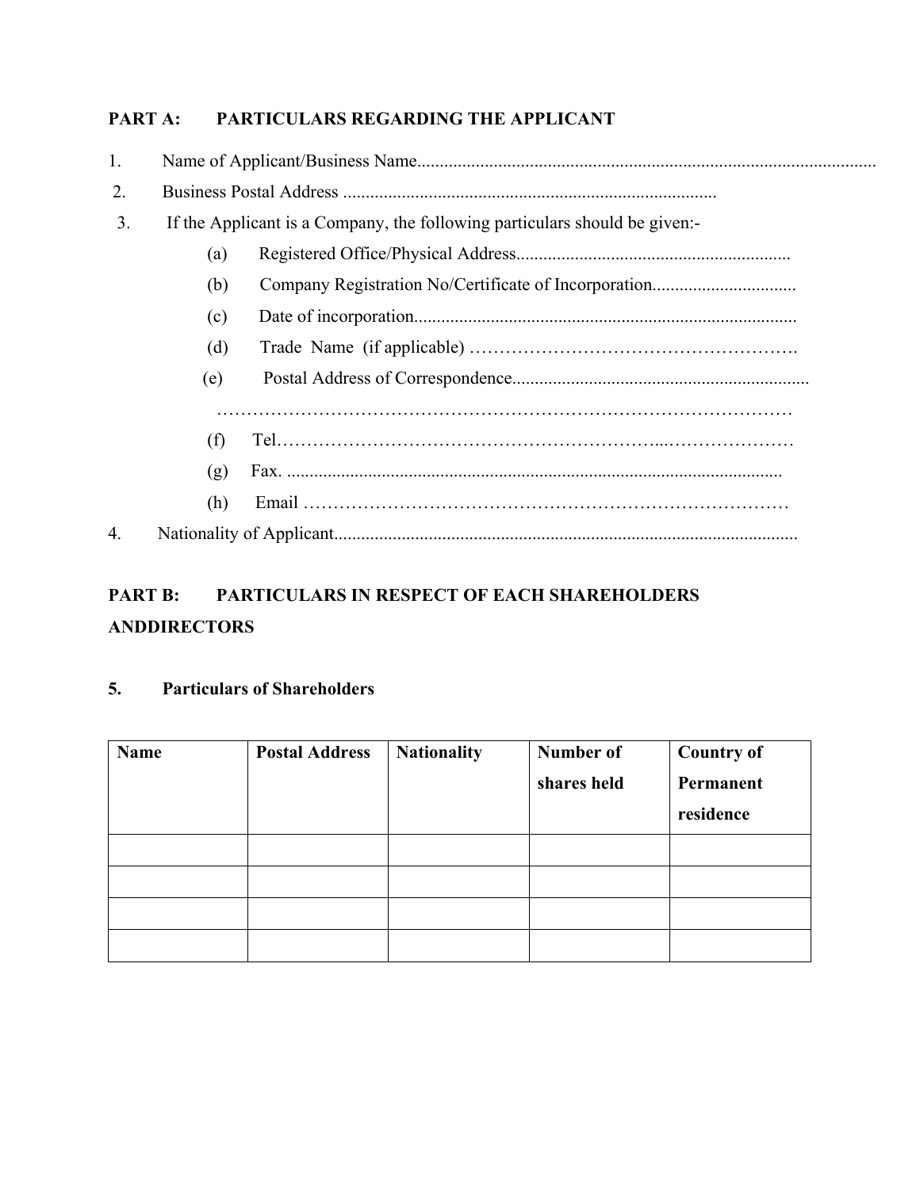**PART A: PARTICULARS REGARDING THE APPLICANT**

1. Name of Applicant/Business Name.....................................................................................................
2. Business Postal Address ...................................................................................
3. If the Applicant is a Company, the following particulars should be given:-
   - (a) Registered Office/Physical Address.............................................................
   - (b) Company Registration No/Certificate of Incorporation................................
   - (c) Date of incorporation.....................................................................................
   - (d) Trade Name (if applicable) ……………………………………………….
   - (e) Postal Address of Correspondence..................................................................
     …………………………………………………………………………………
   - (f) Tel……………………………………………………...…………………
   - (g) Fax. .............................................................................................................
   - (h) Email ………………………………………………………………………
4. Nationality of Applicant.......................................................................................................

**PART B: PARTICULARS IN RESPECT OF EACH SHAREHOLDERS ANDDIRECTORS**

**5. Particulars of Shareholders**

| Name | Postal Address | Nationality | Number of shares held | Country of Permanent residence |
|---|---|---|---|---|
| | | | | |
| | | | | |
| | | | | |
| | | | | |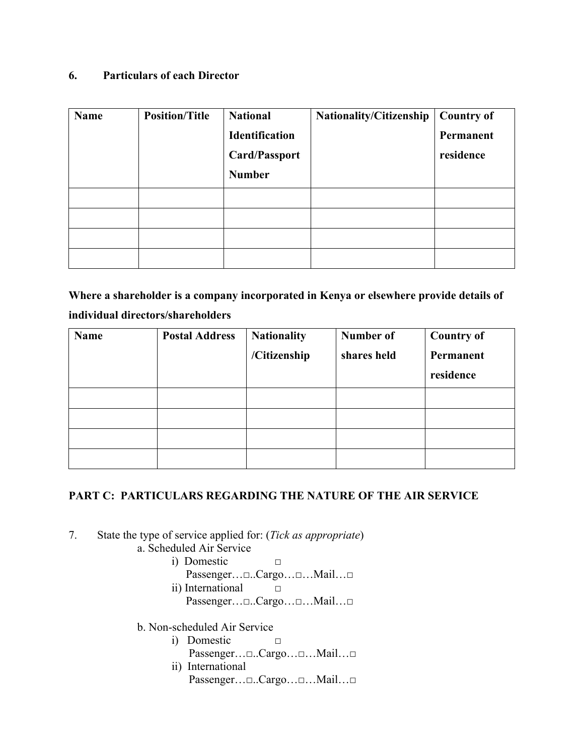### 6. Particulars of each Director

| Name | Position/Title | National Identification Card/Passport Number | Nationality/Citizenship | Country of Permanent residence |
|---|---|---|---|---|
| | | | | |
| | | | | |
| | | | | |
| | | | | |

**Where a shareholder is a company incorporated in Kenya or elsewhere provide details of individual directors/shareholders**

| Name | Postal Address | Nationality /Citizenship | Number of shares held | Country of Permanent residence |
|---|---|---|---|---|
| | | | | |
| | | | | |
| | | | | |
| | | | | |

## PART C: PARTICULARS REGARDING THE NATURE OF THE AIR SERVICE

7. State the type of service applied for: (*Tick as appropriate*)

   a. Scheduled Air Service
      - i) Domestic ☐
        Passenger…☐..Cargo…☐…Mail…☐
      - ii) International ☐
        Passenger…☐..Cargo…☐…Mail…☐

   b. Non-scheduled Air Service
      - i) Domestic ☐
        Passenger…☐..Cargo…☐…Mail…☐
      - ii) International
        Passenger…☐..Cargo…☐…Mail…☐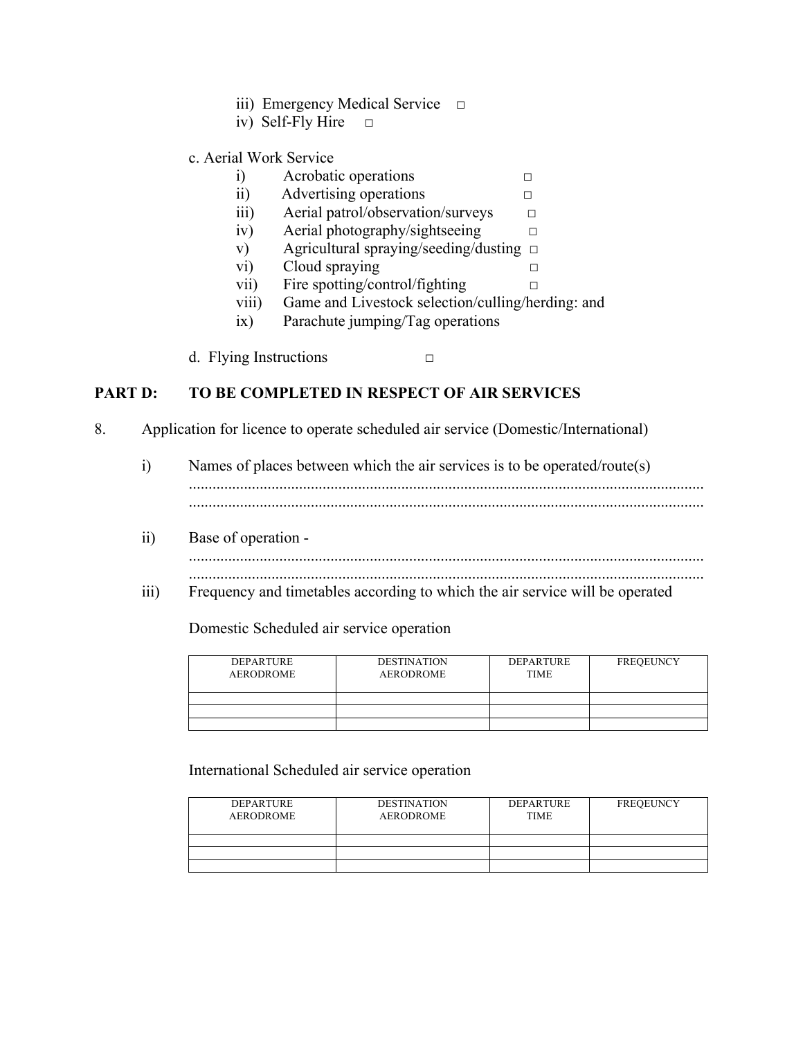iii) Emergency Medical Service □
iv) Self-Fly Hire □

c. Aerial Work Service

i) Acrobatic operations □
ii) Advertising operations □
iii) Aerial patrol/observation/surveys □
iv) Aerial photography/sightseeing □
v) Agricultural spraying/seeding/dusting □
vi) Cloud spraying □
vii) Fire spotting/control/fighting □
viii) Game and Livestock selection/culling/herding: and
ix) Parachute jumping/Tag operations

d. Flying Instructions □

## PART D: TO BE COMPLETED IN RESPECT OF AIR SERVICES

8. Application for licence to operate scheduled air service (Domestic/International)

i) Names of places between which the air services is to be operated/route(s)
..................................................................................................................................
..................................................................................................................................

ii) Base of operation -
..................................................................................................................................
..................................................................................................................................

iii) Frequency and timetables according to which the air service will be operated

Domestic Scheduled air service operation

| DEPARTURE AERODROME | DESTINATION AERODROME | DEPARTURE TIME | FREQEUNCY |
|---|---|---|---|
| | | | |
| | | | |
| | | | |

International Scheduled air service operation

| DEPARTURE AERODROME | DESTINATION AERODROME | DEPARTURE TIME | FREQEUNCY |
|---|---|---|---|
| | | | |
| | | | |
| | | | |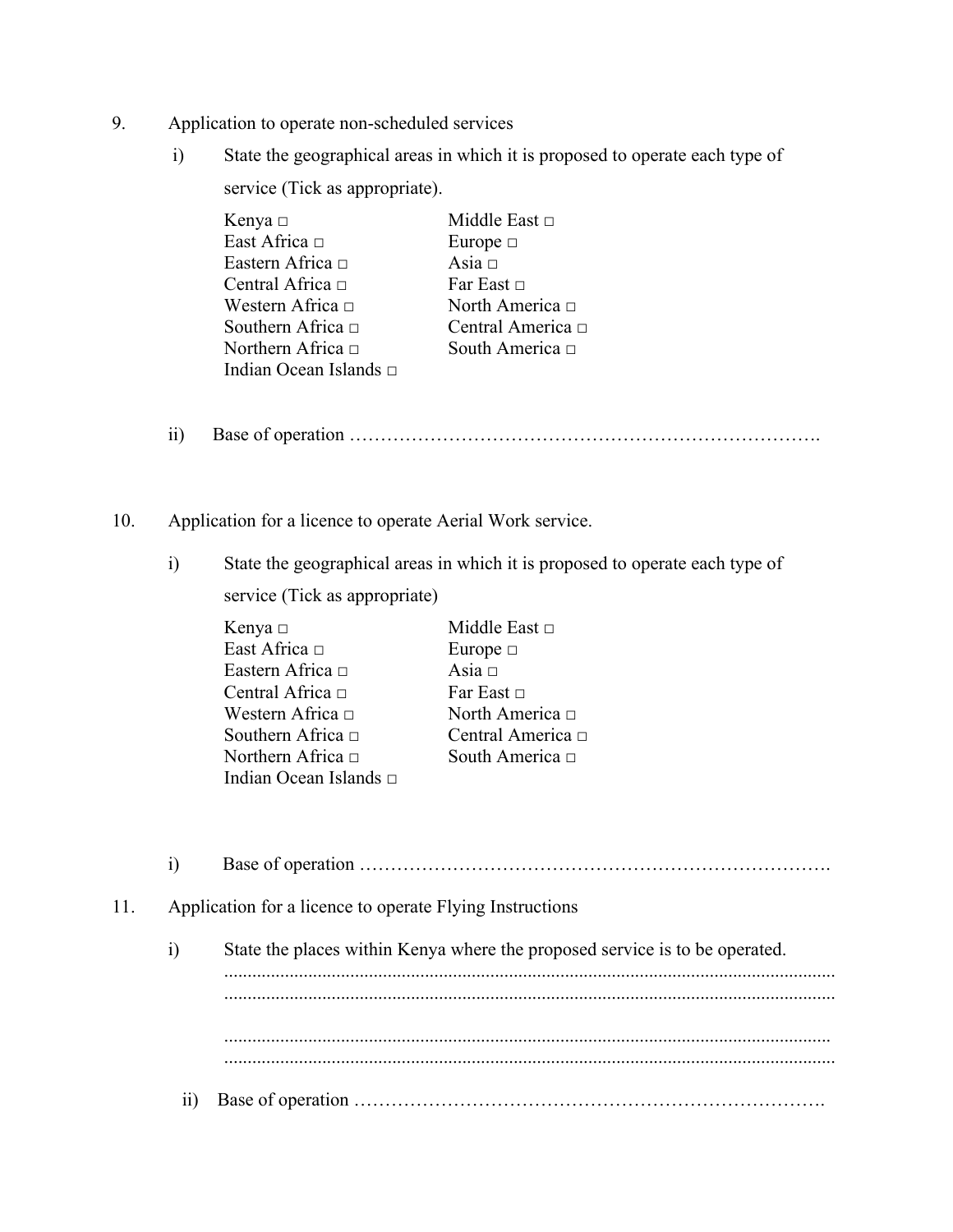9. Application to operate non-scheduled services

   i) State the geographical areas in which it is proposed to operate each type of service (Tick as appropriate).

   | | |
   |---|---|
   | Kenya □ | Middle East □ |
   | East Africa □ | Europe □ |
   | Eastern Africa □ | Asia □ |
   | Central Africa □ | Far East □ |
   | Western Africa □ | North America □ |
   | Southern Africa □ | Central America □ |
   | Northern Africa □ | South America □ |
   | Indian Ocean Islands □ | |

   ii) Base of operation ……………………………………………………………….

10. Application for a licence to operate Aerial Work service.

   i) State the geographical areas in which it is proposed to operate each type of service (Tick as appropriate)

   | | |
   |---|---|
   | Kenya □ | Middle East □ |
   | East Africa □ | Europe □ |
   | Eastern Africa □ | Asia □ |
   | Central Africa □ | Far East □ |
   | Western Africa □ | North America □ |
   | Southern Africa □ | Central America □ |
   | Northern Africa □ | South America □ |
   | Indian Ocean Islands □ | |

   i) Base of operation ……………………………………………………………….

11. Application for a licence to operate Flying Instructions

   i) State the places within Kenya where the proposed service is to be operated.
   ..................................................................................................................................
   ..................................................................................................................................

   ..................................................................................................................................
   ..................................................................................................................................

   ii) Base of operation ……………………………………………………………….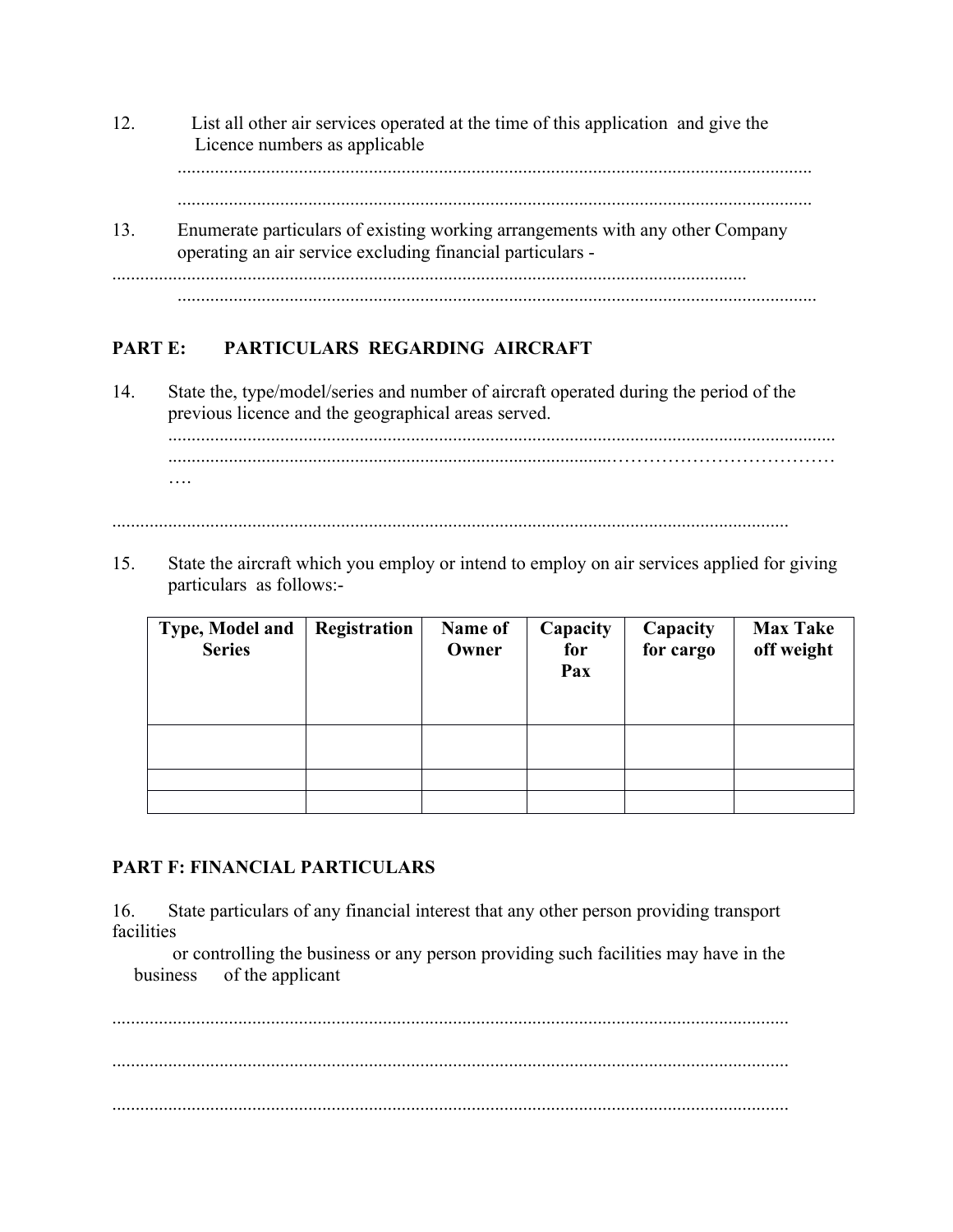12. List all other air services operated at the time of this application and give the Licence numbers as applicable

.......................................................................................................................................

.......................................................................................................................................

13. Enumerate particulars of existing working arrangements with any other Company operating an air service excluding financial particulars -

.......................................................................................................................................

.......................................................................................................................................

## PART E: PARTICULARS REGARDING AIRCRAFT

14. State the, type/model/series and number of aircraft operated during the period of the previous licence and the geographical areas served.

.......................................................................................................................................
.......................................................................................................................................
….

.......................................................................................................................................

15. State the aircraft which you employ or intend to employ on air services applied for giving particulars as follows:-

| Type, Model and Series | Registration | Name of Owner | Capacity for Pax | Capacity for cargo | Max Take off weight |
|---|---|---|---|---|---|
| | | | | | |
| | | | | | |
| | | | | | |

## PART F: FINANCIAL PARTICULARS

16. State particulars of any financial interest that any other person providing transport facilities or controlling the business or any person providing such facilities may have in the business of the applicant

.......................................................................................................................................

.......................................................................................................................................

.......................................................................................................................................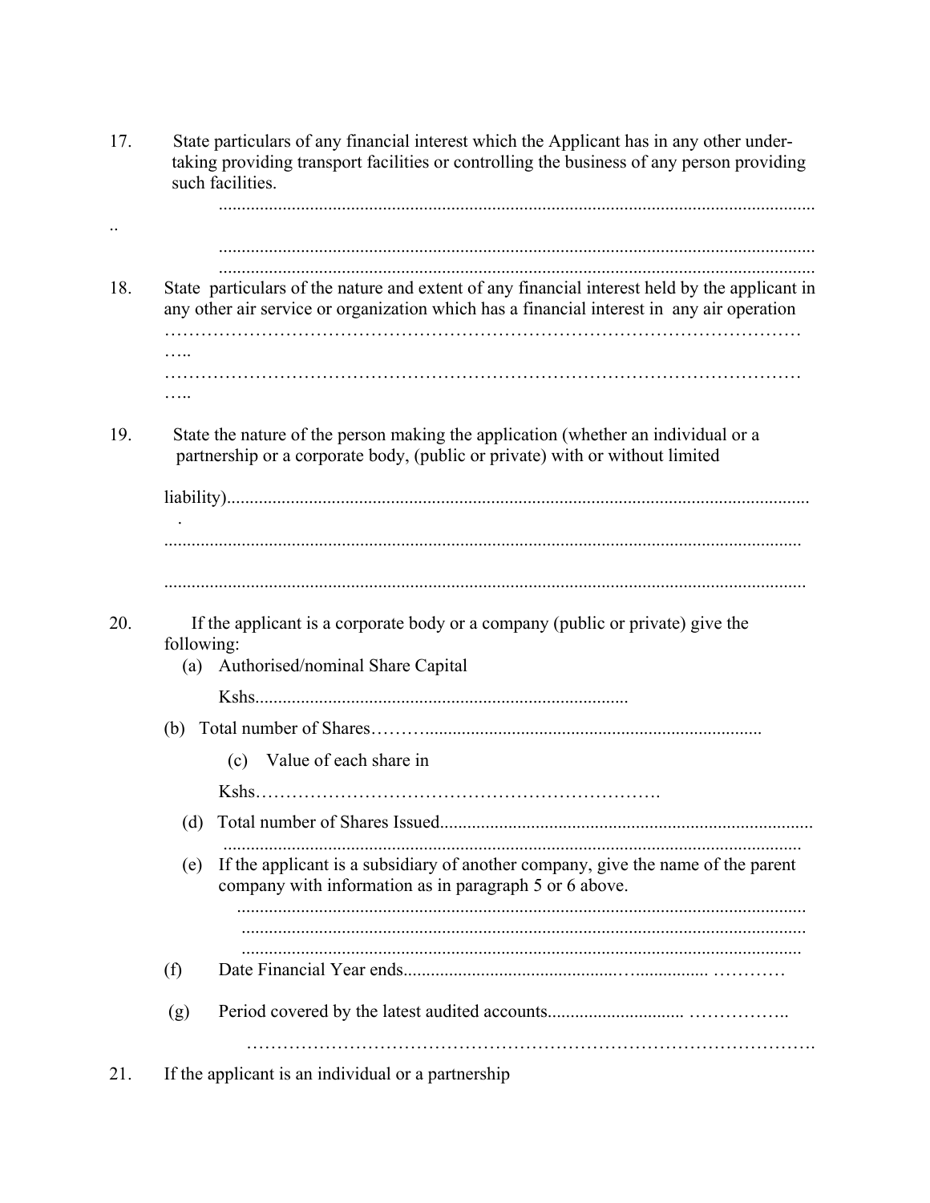17. State particulars of any financial interest which the Applicant has in any other undertaking providing transport facilities or controlling the business of any person providing such facilities.

    ..............................................................................................................................

    ..............................................................................................................................

    ..............................................................................................................................

18. State particulars of the nature and extent of any financial interest held by the applicant in any other air service or organization which has a financial interest in any air operation

    ……………………………………………………………………………………………

    ……………………………………………………………………………………………

19. State the nature of the person making the application (whether an individual or a partnership or a corporate body, (public or private) with or without limited liability)..............................................................................................................................

    ..............................................................................................................................

    ..............................................................................................................................

20. If the applicant is a corporate body or a company (public or private) give the following:

    (a) Authorised/nominal Share Capital

        Kshs.................................................................................

    (b) Total number of Shares………..........................................................................

    (c) Value of each share in

        Kshs……………………………………………………….

    (d) Total number of Shares Issued..................................................................................

        ..............................................................................................................................

    (e) If the applicant is a subsidiary of another company, give the name of the parent company with information as in paragraph 5 or 6 above.

        ..............................................................................................................................

        ..............................................................................................................................

        ..............................................................................................................................

    (f) Date Financial Year ends................................................................ …………

    (g) Period covered by the latest audited accounts............................. ……………..

        ……………………………………………………………………………….

21. If the applicant is an individual or a partnership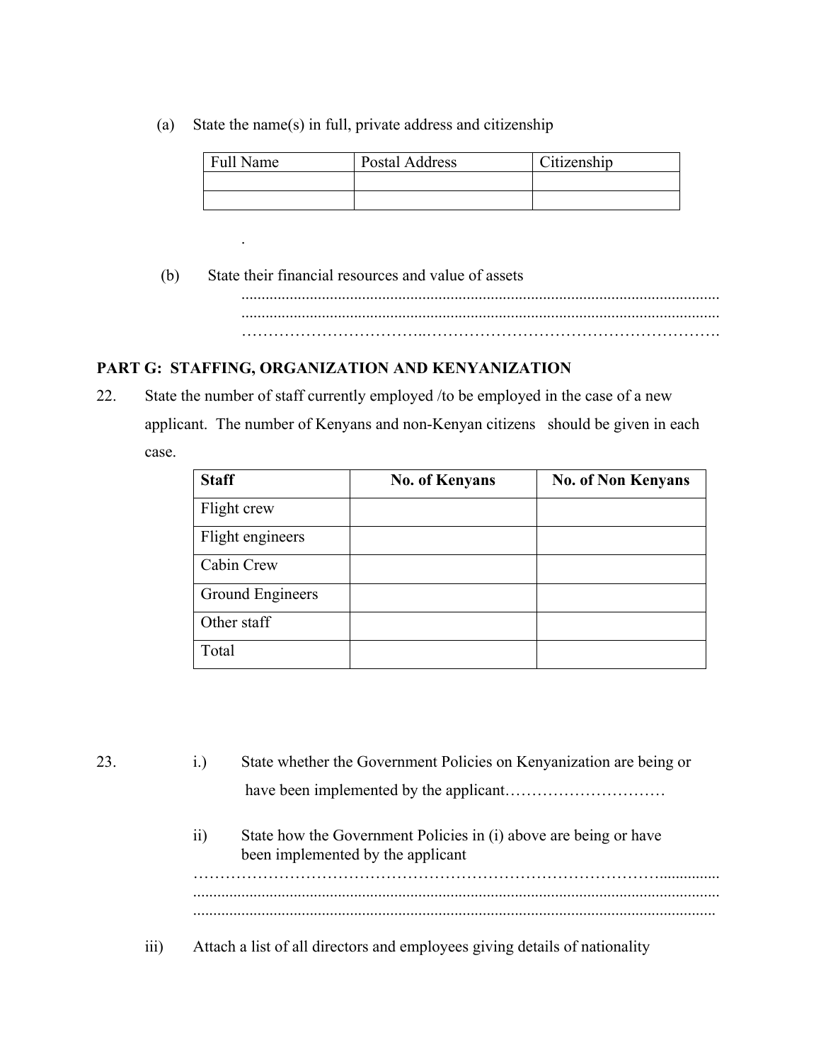(a) State the name(s) in full, private address and citizenship

| Full Name | Postal Address | Citizenship |
|---|---|---|
| | | |
| | | |

.

(b) State their financial resources and value of assets

.......................................................................................................................
.......................................................................................................................
……………………………..……………………………………………….

**PART G: STAFFING, ORGANIZATION AND KENYANIZATION**

22. State the number of staff currently employed /to be employed in the case of a new applicant. The number of Kenyans and non-Kenyan citizens should be given in each case.

| **Staff** | **No. of Kenyans** | **No. of Non Kenyans** |
|---|---|---|
| Flight crew | | |
| Flight engineers | | |
| Cabin Crew | | |
| Ground Engineers | | |
| Other staff | | |
| Total | | |

23. i.) State whether the Government Policies on Kenyanization are being or have been implemented by the applicant…………………………

ii) State how the Government Policies in (i) above are being or have been implemented by the applicant

…………………………………………………………………………….............
.......................................................................................................................
.......................................................................................................................

iii) Attach a list of all directors and employees giving details of nationality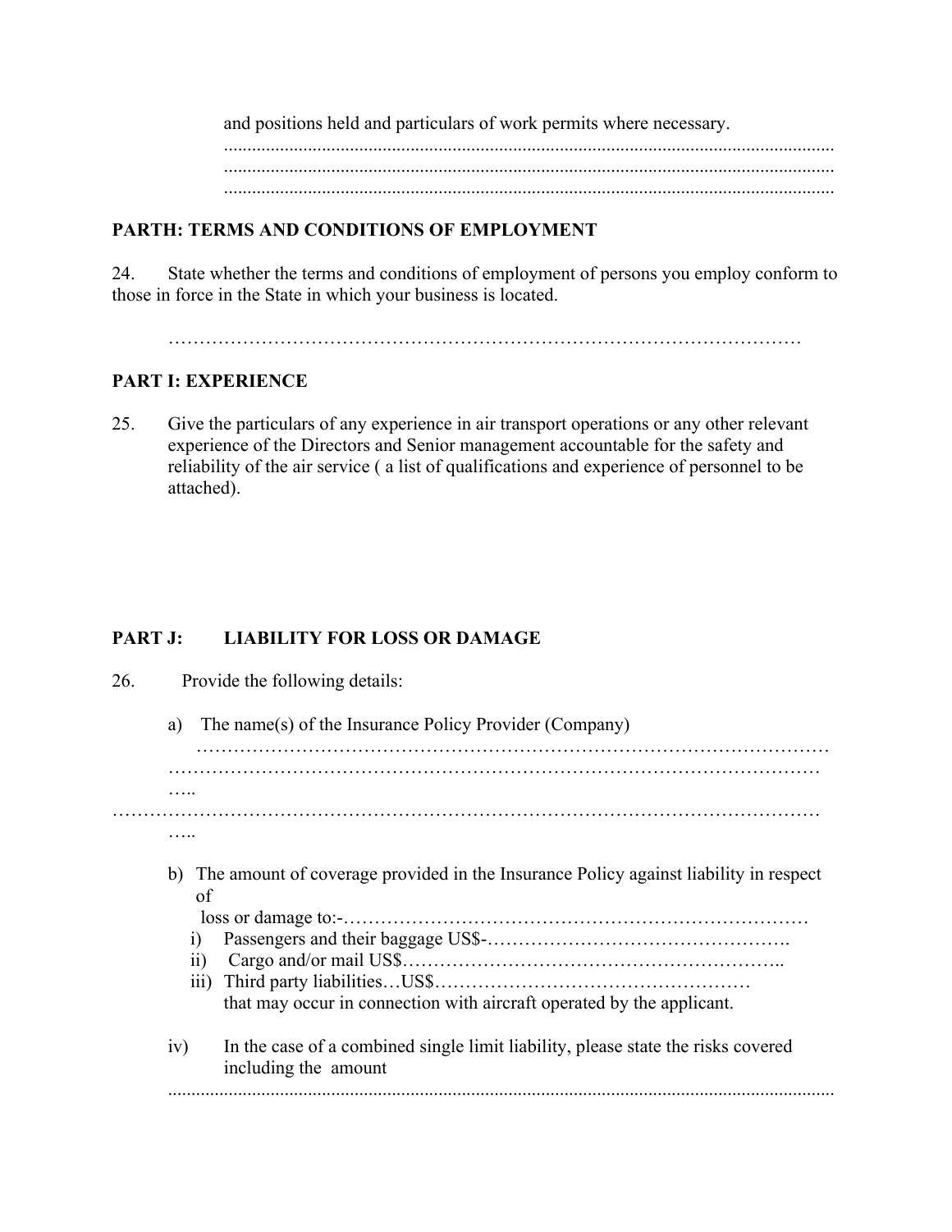and positions held and particulars of work permits where necessary.

.................................................................................................................................
.................................................................................................................................
.................................................................................................................................

**PARTH: TERMS AND CONDITIONS OF EMPLOYMENT**

24. State whether the terms and conditions of employment of persons you employ conform to those in force in the State in which your business is located.

…………………………………………………………………………………………

**PART I: EXPERIENCE**

25. Give the particulars of any experience in air transport operations or any other relevant experience of the Directors and Senior management accountable for the safety and reliability of the air service ( a list of qualifications and experience of personnel to be attached).

**PART J: LIABILITY FOR LOSS OR DAMAGE**

26. Provide the following details:

a) The name(s) of the Insurance Policy Provider (Company)
…………………………………………………………………………………………
…………………………………………………………………………………………
…..
……………………………………………………………………………………………………
…..

b) The amount of coverage provided in the Insurance Policy against liability in respect of
loss or damage to:-…………………………………………………………………
   i) Passengers and their baggage US$-………………………………………….
   ii) Cargo and/or mail US$…………………………………………………..
   iii) Third party liabilities…US$……………………………………………
   that may occur in connection with aircraft operated by the applicant.

iv) In the case of a combined single limit liability, please state the risks covered including the amount
.................................................................................................................................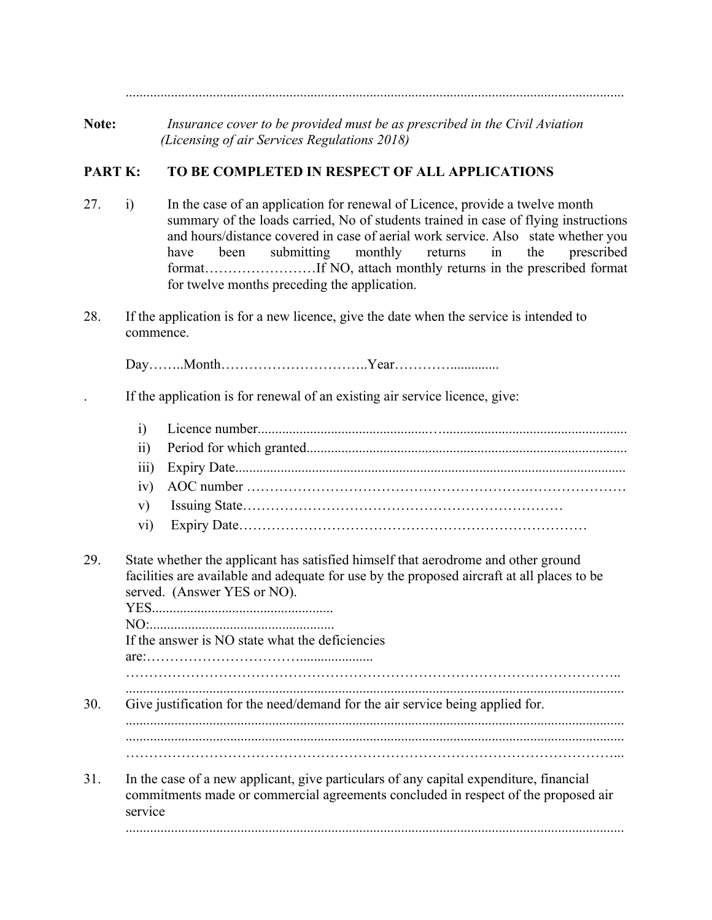..............................................................................................................................................

**Note:** *Insurance cover to be provided must be as prescribed in the Civil Aviation (Licensing of air Services Regulations 2018)*

## PART K: TO BE COMPLETED IN RESPECT OF ALL APPLICATIONS

27. i) In the case of an application for renewal of Licence, provide a twelve month summary of the loads carried, No of students trained in case of flying instructions and hours/distance covered in case of aerial work service. Also state whether you have been submitting monthly returns in the prescribed format……………………If NO, attach monthly returns in the prescribed format for twelve months preceding the application.

28. If the application is for a new licence, give the date when the service is intended to commence.

    Day……..Month…………………………..Year…………..............

. If the application is for renewal of an existing air service licence, give:

   i) Licence number.........................................….....................................................
   ii) Period for which granted..........................................................................................
   iii) Expiry Date...............................................................................................................
   iv) AOC number ………………………………………………….…………………
   v) Issuing State……………………………………………………………
   vi) Expiry Date……………………………………………………………………

29. State whether the applicant has satisfied himself that aerodrome and other ground facilities are available and adequate for use by the proposed aircraft at all places to be served. (Answer YES or NO).
    YES...................................................
    NO:....................................................
    If the answer is NO state what the deficiencies are:…………………………….....................
    ………………………………………………………………………………………………..
    ..............................................................................................................................................

30. Give justification for the need/demand for the air service being applied for.
    ..............................................................................................................................................
    ..............................................................................................................................................
    ………………………………………………………………………………………………...

31. In the case of a new applicant, give particulars of any capital expenditure, financial commitments made or commercial agreements concluded in respect of the proposed air service
    ..............................................................................................................................................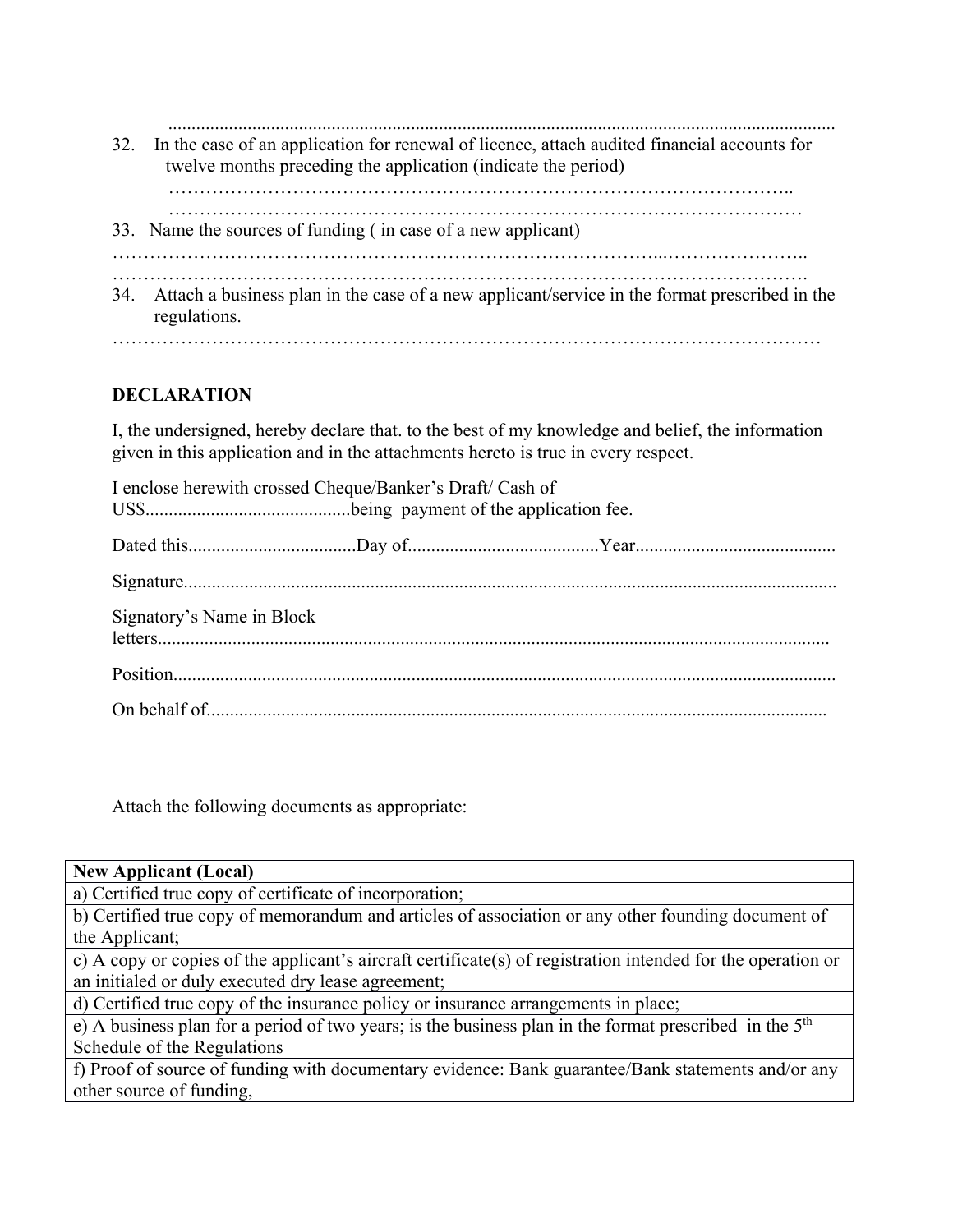..............................................................................................................................................

32. In the case of an application for renewal of licence, attach audited financial accounts for twelve months preceding the application (indicate the period)
………………………………………………………………………………………..
………………………………………………………………………………………

33. Name the sources of funding ( in case of a new applicant)
…………………………………………………………………………...…………………..
………………………………………………………………………………………………….

34. Attach a business plan in the case of a new applicant/service in the format prescribed in the regulations.
…………………………………………………………………………………………………

**DECLARATION**

I, the undersigned, hereby declare that. to the best of my knowledge and belief, the information given in this application and in the attachments hereto is true in every respect.

I enclose herewith crossed Cheque/Banker's Draft/ Cash of US$...........................................being payment of the application fee.

Dated this...................................Day of........................................Year..........................................

Signature..........................................................................................................................................

Signatory's Name in Block letters..............................................................................................................................

Position............................................................................................................................................

On behalf of..................................................................................................................................

Attach the following documents as appropriate:

| **New Applicant (Local)** |
|---|
| a) Certified true copy of certificate of incorporation; |
| b) Certified true copy of memorandum and articles of association or any other founding document of the Applicant; |
| c) A copy or copies of the applicant's aircraft certificate(s) of registration intended for the operation or an initialed or duly executed dry lease agreement; |
| d) Certified true copy of the insurance policy or insurance arrangements in place; |
| e) A business plan for a period of two years; is the business plan in the format prescribed in the 5th Schedule of the Regulations |
| f) Proof of source of funding with documentary evidence: Bank guarantee/Bank statements and/or any other source of funding, |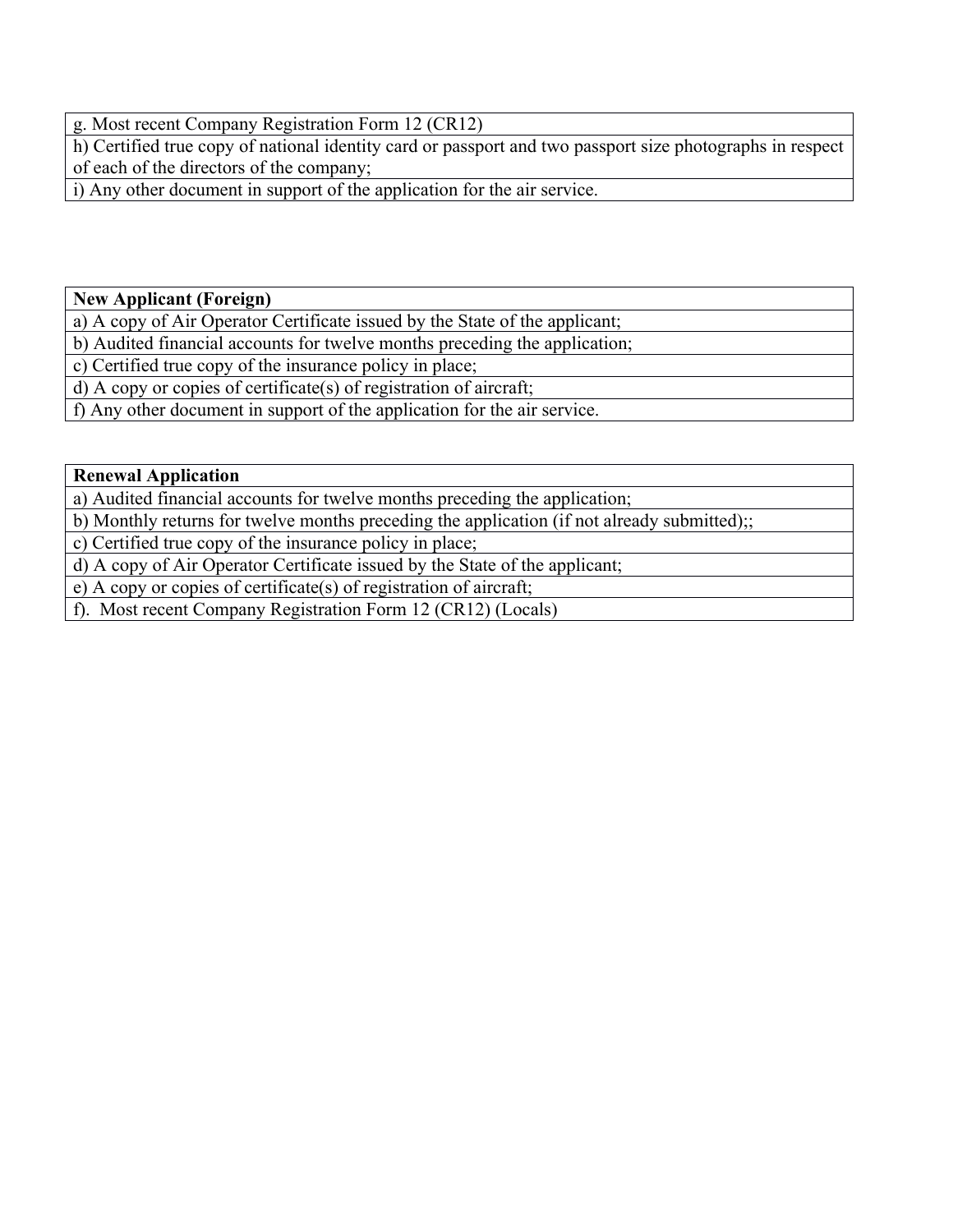| |
|---|
| g. Most recent Company Registration Form 12 (CR12) |
| h) Certified true copy of national identity card or passport and two passport size photographs in respect of each of the directors of the company; |
| i) Any other document in support of the application for the air service. |

| **New Applicant (Foreign)** |
|---|
| a) A copy of Air Operator Certificate issued by the State of the applicant; |
| b) Audited financial accounts for twelve months preceding the application; |
| c) Certified true copy of the insurance policy in place; |
| d) A copy or copies of certificate(s) of registration of aircraft; |
| f) Any other document in support of the application for the air service. |

| **Renewal Application** |
|---|
| a) Audited financial accounts for twelve months preceding the application; |
| b) Monthly returns for twelve months preceding the application (if not already submitted);; |
| c) Certified true copy of the insurance policy in place; |
| d) A copy of Air Operator Certificate issued by the State of the applicant; |
| e) A copy or copies of certificate(s) of registration of aircraft; |
| f). Most recent Company Registration Form 12 (CR12) (Locals) |